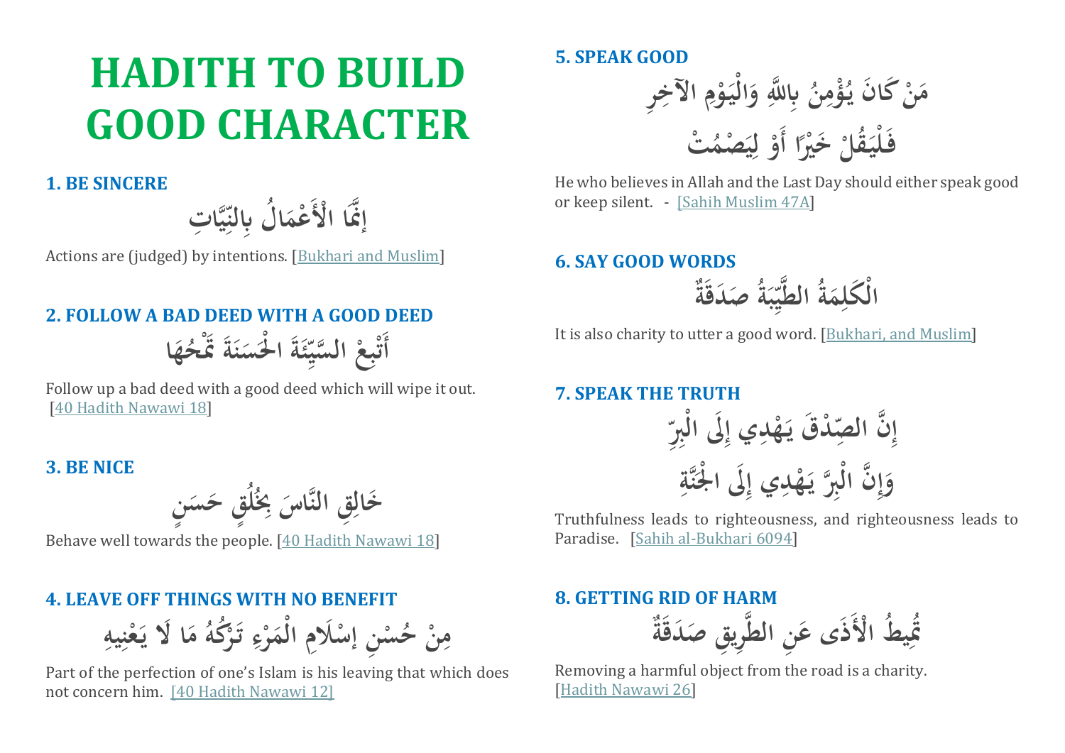# HADITH TO BUILD GOOD CHARACTER

### 1. BE SINCERE

إِنَّمَا الْأَعْمَالُ بِالنِّيَّاتِ

Actions are (judged) by intentions. [Bukhari and Muslim]

### 2. FOLLOW A BAD DEED WITH A GOOD DEED

أَتْبِعْ السَّيِّئَةَ الْحَسَنَةَ تَمْحُهَا

Follow up a bad deed with a good deed which will wipe it out. [40 Hadith Nawawi 18]

### 3. BE NICE

خَالِقِ النَّاسَ بِخُلُقٍ حَسَنٍ

Behave well towards the people. [40 Hadith Nawawi 18]

### 4. LEAVE OFF THINGS WITH NO BENEFIT

مِنْ حُسْنِ إِسْلَامِ الْمَرْءِ تَرْكُهُ مَا لَا يَعْنِيهِ

Part of the perfection of one's Islam is his leaving that which does not concern him. [40 Hadith Nawawi 12]

### 5. SPEAK GOOD

مَنْ كَانَ يُؤْمِنُ بِاللَّهِ وَالْيَوْمِ الآخِرِ فَلْيَقُلْ خَيْرًا أَوْ لِيَصْمُتْ

He who believes in Allah and the Last Day should either speak good or keep silent. - [Sahih Muslim 47A]

### 6. SAY GOOD WORDS

الْكَلِمَةُ الطَّيِّبَةُ صَدَقَةٌ

It is also charity to utter a good word. [Bukhari, and Muslim]

### 7. SPEAK THE TRUTH

إِنَّ الصِّدْقَ يَهْدِي إِلَى الْبِرِّ وَإِنَّ الْبِرَّ يَهْدِي إِلَى الْجَنَّةِ

Truthfulness leads to righteousness, and righteousness leads to Paradise. [Sahih al-Bukhari 6094]

### 8. GETTING RID OF HARM

تُمِيطُ الْأَذَى عَنِ الطَّرِيقِ صَدَقَةٌ

Removing a harmful object from the road is a charity. [Hadith Nawawi 26]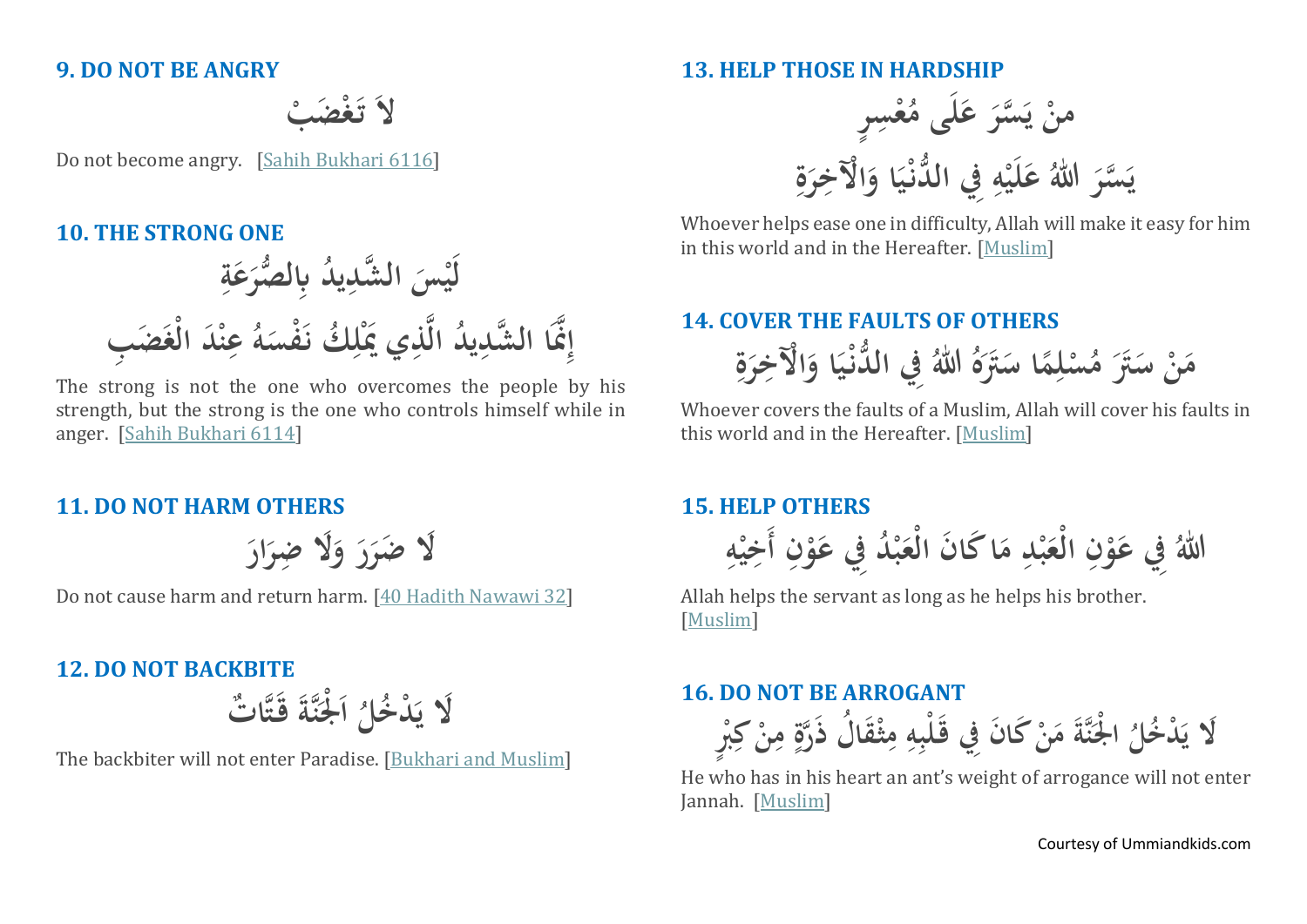### 9. DO NOT BE ANGRY

لاَ تَغْضَبْ

Do not become angry. [Sahih Bukhari 6116]

### 10. THE STRONG ONE

لَيْسَ الشَّدِيدُ بِالصُّرَعَةِ

إِنَّمَا الشَّدِيدُ الَّذِي يَمْلِكُ نَفْسَهُ عِنْدَ الْغَضَبِ

The strong is not the one who overcomes the people by his strength, but the strong is the one who controls himself while in anger. [Sahih Bukhari 6114]

### 11. DO NOT HARM OTHERS

لَا ضَرَرَ وَلَا ضِرَارَ

Do not cause harm and return harm. [40 Hadith Nawawi 32]

### 12. DO NOT BACKBITE

لَا يَدْخُلُ اَلْجَنَّةَ قَتَّاتٌ

The backbiter will not enter Paradise. [Bukhari and Muslim]

### 13. HELP THOSE IN HARDSHIP

منْ يَسَّرَ عَلَى مُعْسِرٍ

يَسَّرَ اللهُ عَلَيْهِ فِي الدُّنْيَا وَالْآخِرَةِ

Whoever helps ease one in difficulty, Allah will make it easy for him in this world and in the Hereafter. [Muslim]

### 14. COVER THE FAULTS OF OTHERS

مَنْ سَتَرَ مُسْلِمًا سَتَرَهُ اللهُ فِي الدُّنْيَا وَالْآخِرَةِ

Whoever covers the faults of a Muslim, Allah will cover his faults in this world and in the Hereafter. [Muslim]

### 15. HELP OTHERS

اللهُ فِي عَوْنِ الْعَبْدِ مَا كَانَ الْعَبْدُ فِي عَوْنِ أَخِيْهِ

Allah helps the servant as long as he helps his brother. [Muslim]

### 16. DO NOT BE ARROGANT

لَا يَدْخُلُ الْجَنَّةَ مَنْ كَانَ فِي قَلْبِهِ مِثْقَالُ ذَرَّةٍ مِنْ كِبْرٍ

He who has in his heart an ant's weight of arrogance will not enter Jannah. [Muslim]

Courtesy of Ummiandkids.com